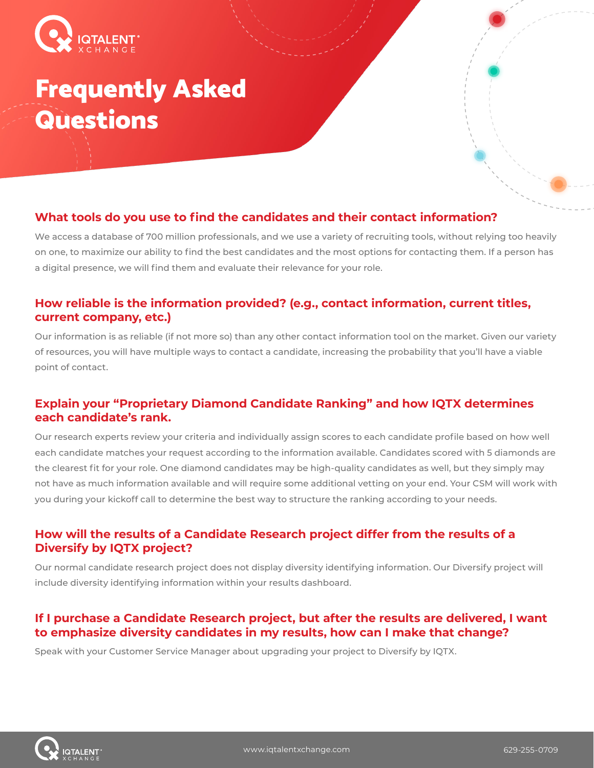# Frequently Asked Questions

## What tools do you use to find the candidates and their contact information?

We access a database of 700 million professionals, and we use a variety of recruiting tools, without relying too heavily on one, to maximize our ability to find the best candidates and the most options for contacting them. If a person has a digital presence, we will find them and evaluate their relevance for your role.

## How reliable is the information provided? (e.g., contact information, current titles, current company, etc.)

Our information is as reliable (if not more so) than any other contact information tool on the market. Given our variety of resources, you will have multiple ways to contact a candidate, increasing the probability that you'll have a viable point of contact.

## Explain your "Proprietary Diamond Candidate Ranking" and how IQTX determines each candidate's rank.

Our research experts review your criteria and individually assign scores to each candidate profile based on how well each candidate matches your request according to the information available. Candidates scored with 5 diamonds are the clearest fit for your role. One diamond candidates may be high-quality candidates as well, but they simply may not have as much information available and will require some additional vetting on your end. Your CSM will work with you during your kickoff call to determine the best way to structure the ranking according to your needs.

## How will the results of a Candidate Research project differ from the results of a Diversify by IQTX project?

Our normal candidate research project does not display diversity identifying information. Our Diversify project will include diversity identifying information within your results dashboard.

## If I purchase a Candidate Research project, but after the results are delivered, I want to emphasize diversity candidates in my results, how can I make that change?

Speak with your Customer Service Manager about upgrading your project to Diversify by IQTX.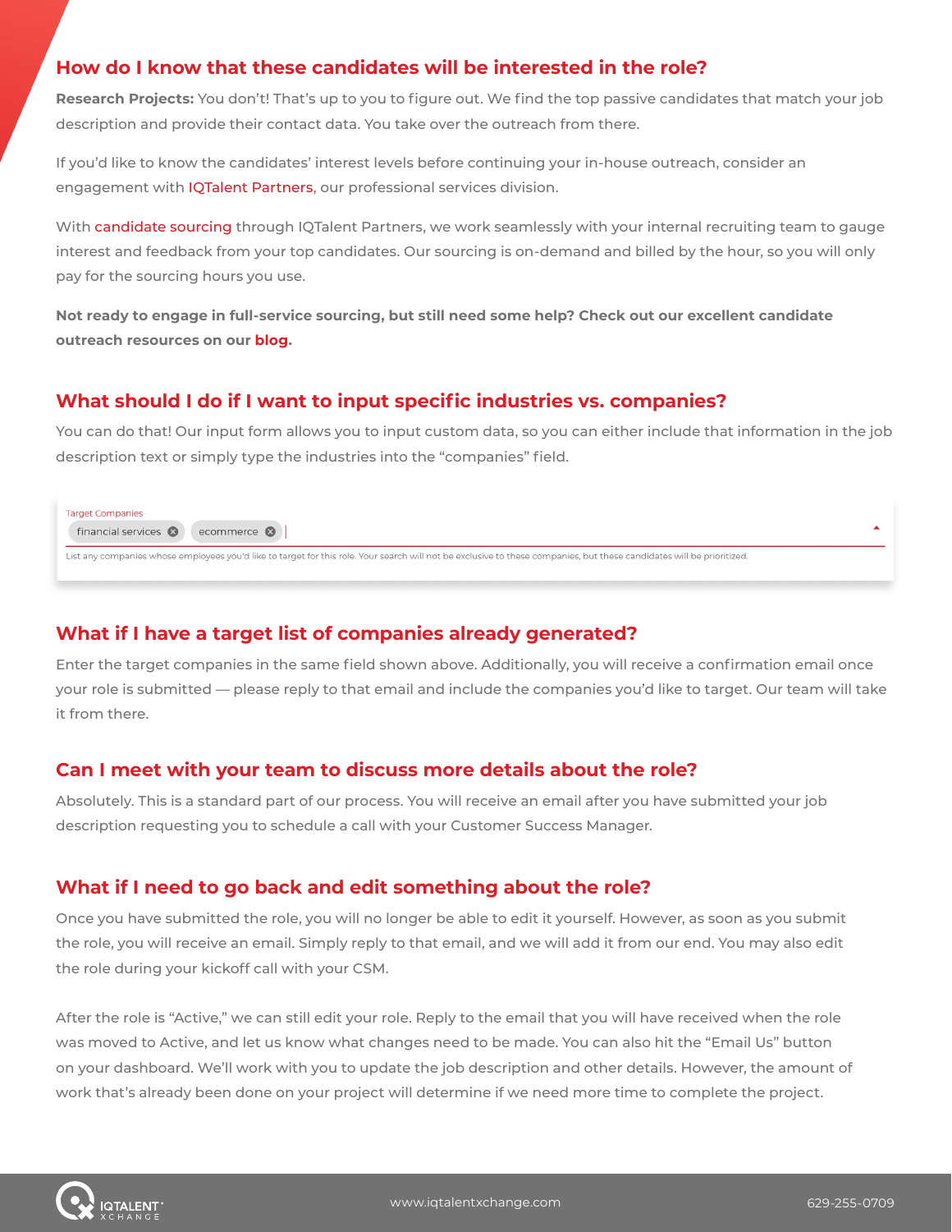## How do I know that these candidates will be interested in the role?

**Research Projects:** You don't! That's up to you to figure out. We find the top passive candidates that match your job description and provide their contact data. You take over the outreach from there.

If you'd like to know the candidates' interest levels before continuing your in-house outreach, consider an engagement with IQTalent Partners, our professional services division.

With candidate sourcing through IQTalent Partners, we work seamlessly with your internal recruiting team to gauge interest and feedback from your top candidates. Our sourcing is on-demand and billed by the hour, so you will only pay for the sourcing hours you use.

**Not ready to engage in full-service sourcing, but still need some help? Check out our excellent candidate outreach resources on our blog.**

## What should I do if I want to input specific industries vs. companies?

You can do that! Our input form allows you to input custom data, so you can either include that information in the job description text or simply type the industries into the "companies" field.

Target Companies

financial services ⊗ ecommerce ⊗

List any companies whose employees you'd like to target for this role. Your search will not be exclusive to these companies, but these candidates will be prioritized.

## What if I have a target list of companies already generated?

Enter the target companies in the same field shown above. Additionally, you will receive a confirmation email once your role is submitted — please reply to that email and include the companies you'd like to target. Our team will take it from there.

## Can I meet with your team to discuss more details about the role?

Absolutely. This is a standard part of our process. You will receive an email after you have submitted your job description requesting you to schedule a call with your Customer Success Manager.

## What if I need to go back and edit something about the role?

Once you have submitted the role, you will no longer be able to edit it yourself. However, as soon as you submit the role, you will receive an email. Simply reply to that email, and we will add it from our end. You may also edit the role during your kickoff call with your CSM.

After the role is "Active," we can still edit your role. Reply to the email that you will have received when the role was moved to Active, and let us know what changes need to be made. You can also hit the "Email Us" button on your dashboard. We'll work with you to update the job description and other details. However, the amount of work that's already been done on your project will determine if we need more time to complete the project.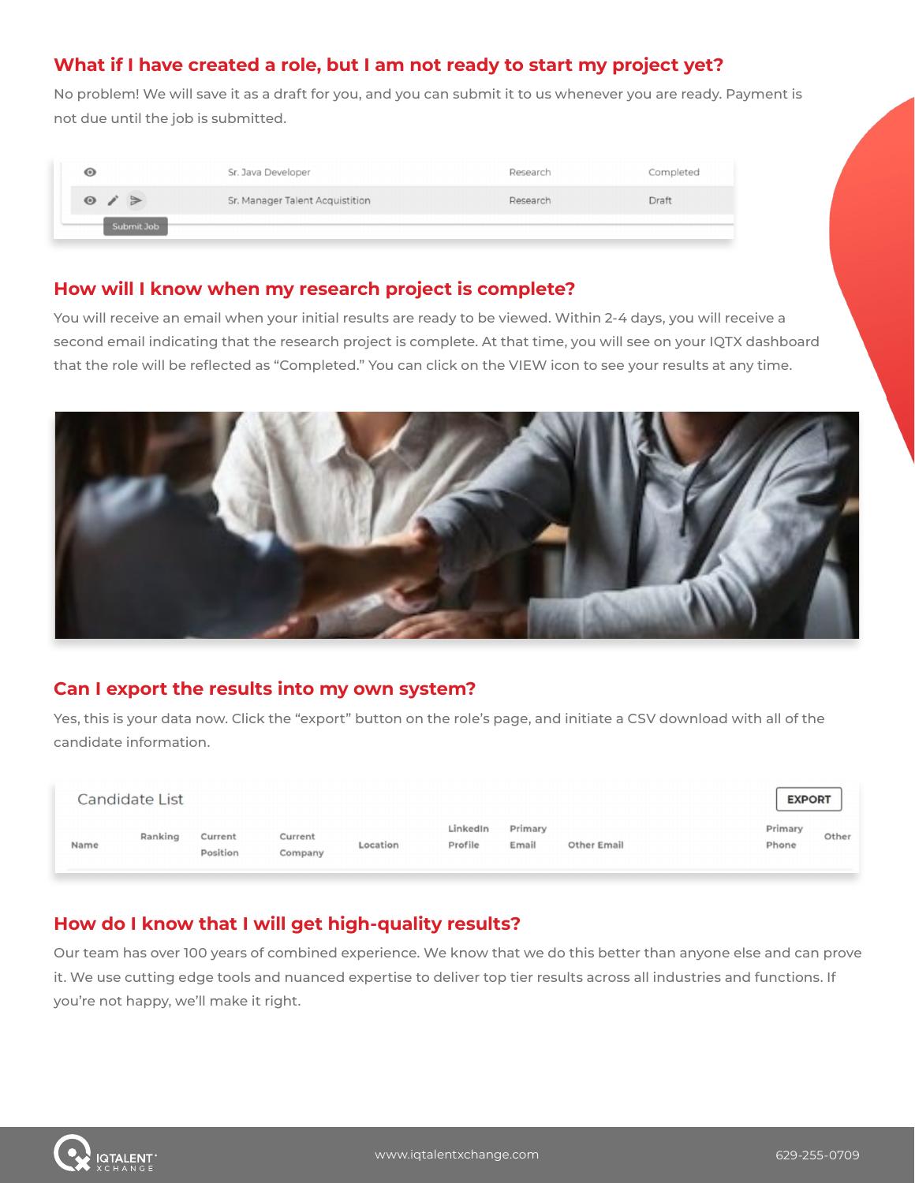## What if I have created a role, but I am not ready to start my project yet?

No problem! We will save it as a draft for you, and you can submit it to us whenever you are ready. Payment is not due until the job is submitted.

| | | | |
|---|---|---|---|
| | Sr. Java Developer | Research | Completed |
| Submit Job | Sr. Manager Talent Acquistition | Research | Draft |

## How will I know when my research project is complete?

You will receive an email when your initial results are ready to be viewed. Within 2-4 days, you will receive a second email indicating that the research project is complete. At that time, you will see on your IQTX dashboard that the role will be reflected as "Completed." You can click on the VIEW icon to see your results at any time.

## Can I export the results into my own system?

Yes, this is your data now. Click the "export" button on the role's page, and initiate a CSV download with all of the candidate information.

Candidate List — EXPORT

| Name | Ranking | Current Position | Current Company | Location | LinkedIn Profile | Primary Email | Other Email | Primary Phone | Other |
|---|---|---|---|---|---|---|---|---|---|

## How do I know that I will get high-quality results?

Our team has over 100 years of combined experience. We know that we do this better than anyone else and can prove it. We use cutting edge tools and nuanced expertise to deliver top tier results across all industries and functions. If you're not happy, we'll make it right.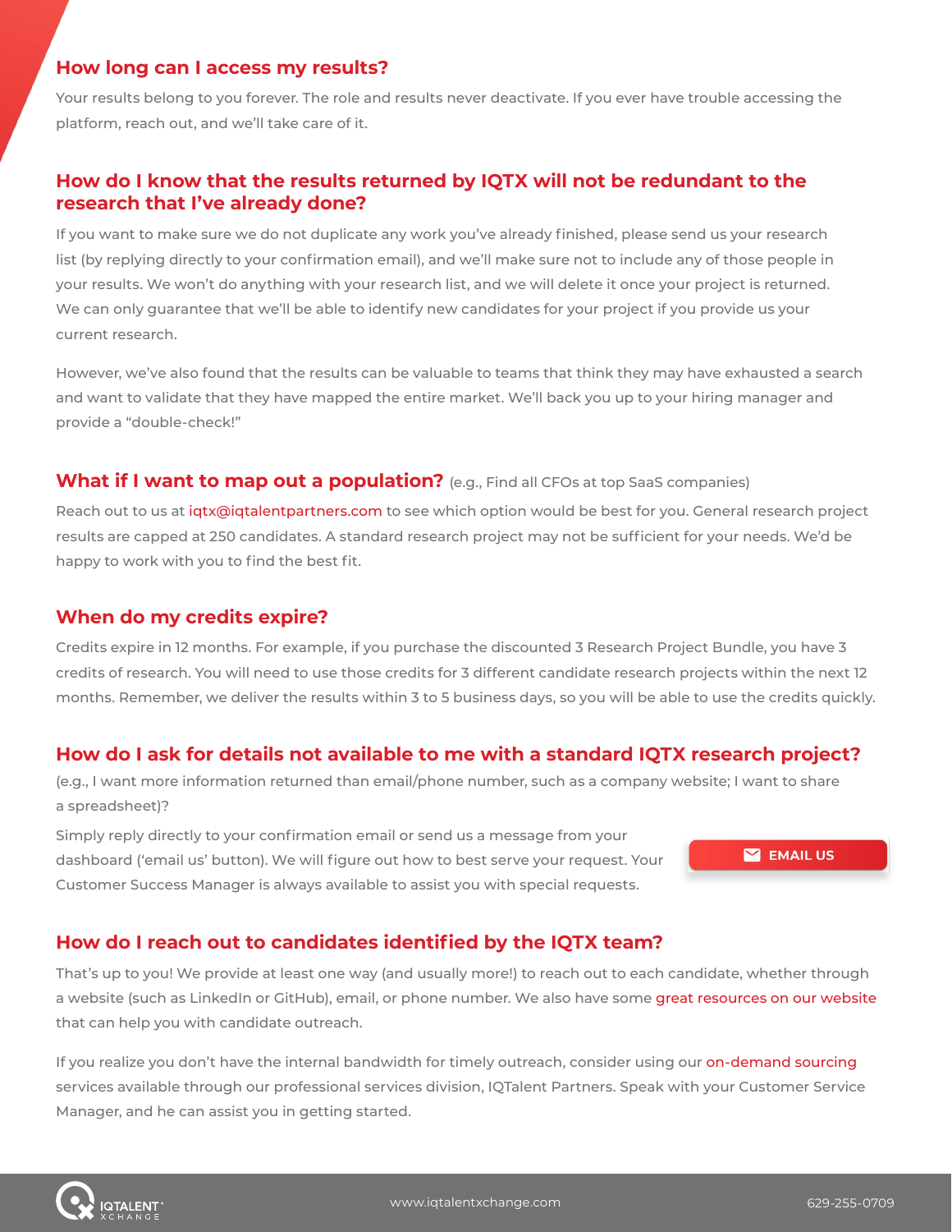## How long can I access my results?

Your results belong to you forever. The role and results never deactivate. If you ever have trouble accessing the platform, reach out, and we'll take care of it.

## How do I know that the results returned by IQTX will not be redundant to the research that I've already done?

If you want to make sure we do not duplicate any work you've already finished, please send us your research list (by replying directly to your confirmation email), and we'll make sure not to include any of those people in your results. We won't do anything with your research list, and we will delete it once your project is returned. We can only guarantee that we'll be able to identify new candidates for your project if you provide us your current research.

However, we've also found that the results can be valuable to teams that think they may have exhausted a search and want to validate that they have mapped the entire market. We'll back you up to your hiring manager and provide a "double-check!"

## What if I want to map out a population? (e.g., Find all CFOs at top SaaS companies)

Reach out to us at iqtx@iqtalentpartners.com to see which option would be best for you. General research project results are capped at 250 candidates. A standard research project may not be sufficient for your needs. We'd be happy to work with you to find the best fit.

## When do my credits expire?

Credits expire in 12 months. For example, if you purchase the discounted 3 Research Project Bundle, you have 3 credits of research. You will need to use those credits for 3 different candidate research projects within the next 12 months. Remember, we deliver the results within 3 to 5 business days, so you will be able to use the credits quickly.

## How do I ask for details not available to me with a standard IQTX research project?

(e.g., I want more information returned than email/phone number, such as a company website; I want to share a spreadsheet)?

Simply reply directly to your confirmation email or send us a message from your dashboard ('email us' button). We will figure out how to best serve your request. Your Customer Success Manager is always available to assist you with special requests.

EMAIL US

## How do I reach out to candidates identified by the IQTX team?

That's up to you! We provide at least one way (and usually more!) to reach out to each candidate, whether through a website (such as LinkedIn or GitHub), email, or phone number. We also have some great resources on our website that can help you with candidate outreach.

If you realize you don't have the internal bandwidth for timely outreach, consider using our on-demand sourcing services available through our professional services division, IQTalent Partners. Speak with your Customer Service Manager, and he can assist you in getting started.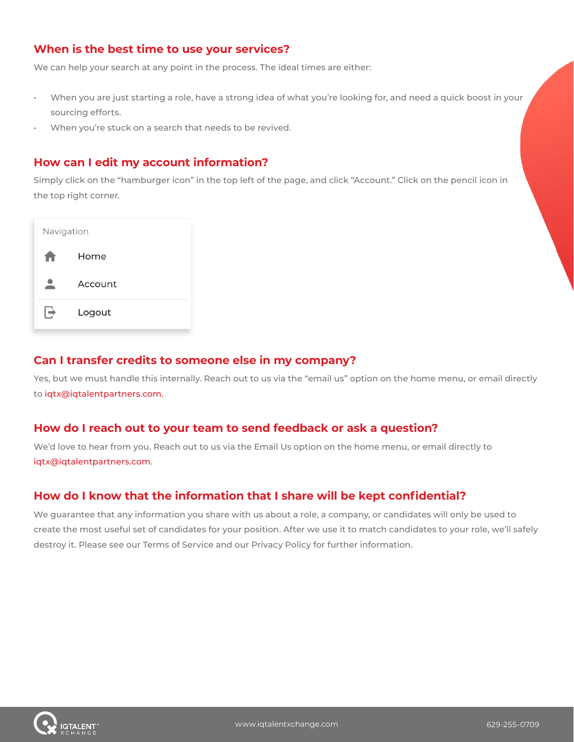## When is the best time to use your services?

We can help your search at any point in the process. The ideal times are either:

- When you are just starting a role, have a strong idea of what you're looking for, and need a quick boost in your sourcing efforts.
- When you're stuck on a search that needs to be revived.

## How can I edit my account information?

Simply click on the "hamburger icon" in the top left of the page, and click "Account." Click on the pencil icon in the top right corner.

Navigation

Home

Account

Logout

## Can I transfer credits to someone else in my company?

Yes, but we must handle this internally. Reach out to us via the "email us" option on the home menu, or email directly to iqtx@iqtalentpartners.com.

## How do I reach out to your team to send feedback or ask a question?

We'd love to hear from you. Reach out to us via the Email Us option on the home menu, or email directly to iqtx@iqtalentpartners.com.

## How do I know that the information that I share will be kept confidential?

We guarantee that any information you share with us about a role, a company, or candidates will only be used to create the most useful set of candidates for your position. After we use it to match candidates to your role, we'll safely destroy it. Please see our Terms of Service and our Privacy Policy for further information.